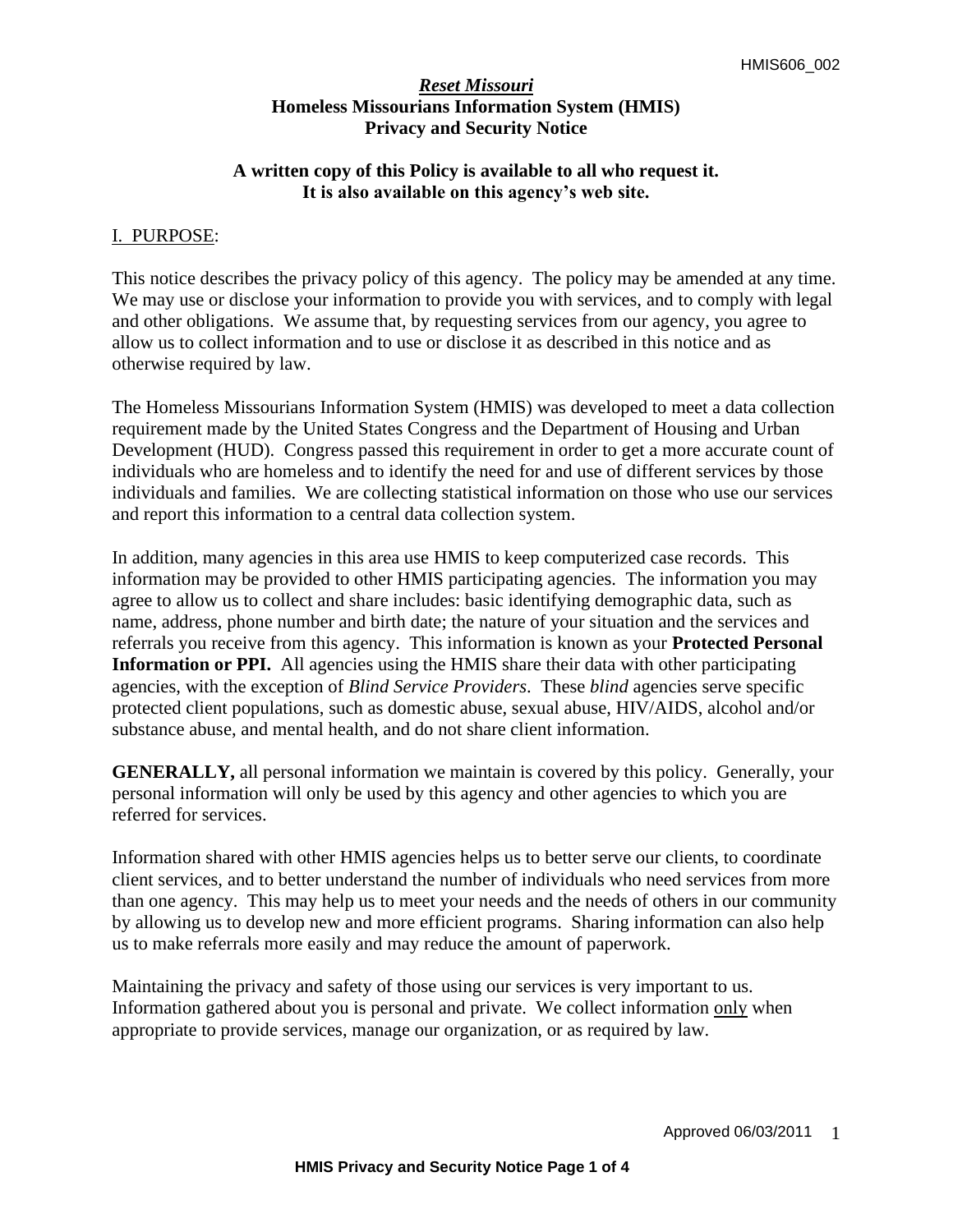# *Reset Missouri*

## Homeless Missourians Information System (HMIS)
## Privacy and Security Notice

**A written copy of this Policy is available to all who request it.**
**It is also available on this agency's web site.**

## I. PURPOSE:

This notice describes the privacy policy of this agency. The policy may be amended at any time. We may use or disclose your information to provide you with services, and to comply with legal and other obligations. We assume that, by requesting services from our agency, you agree to allow us to collect information and to use or disclose it as described in this notice and as otherwise required by law.

The Homeless Missourians Information System (HMIS) was developed to meet a data collection requirement made by the United States Congress and the Department of Housing and Urban Development (HUD). Congress passed this requirement in order to get a more accurate count of individuals who are homeless and to identify the need for and use of different services by those individuals and families. We are collecting statistical information on those who use our services and report this information to a central data collection system.

In addition, many agencies in this area use HMIS to keep computerized case records. This information may be provided to other HMIS participating agencies. The information you may agree to allow us to collect and share includes: basic identifying demographic data, such as name, address, phone number and birth date; the nature of your situation and the services and referrals you receive from this agency. This information is known as your **Protected Personal Information or PPI.** All agencies using the HMIS share their data with other participating agencies, with the exception of *Blind Service Providers*. These *blind* agencies serve specific protected client populations, such as domestic abuse, sexual abuse, HIV/AIDS, alcohol and/or substance abuse, and mental health, and do not share client information.

**GENERALLY,** all personal information we maintain is covered by this policy. Generally, your personal information will only be used by this agency and other agencies to which you are referred for services.

Information shared with other HMIS agencies helps us to better serve our clients, to coordinate client services, and to better understand the number of individuals who need services from more than one agency. This may help us to meet your needs and the needs of others in our community by allowing us to develop new and more efficient programs. Sharing information can also help us to make referrals more easily and may reduce the amount of paperwork.

Maintaining the privacy and safety of those using our services is very important to us. Information gathered about you is personal and private. We collect information <u>only</u> when appropriate to provide services, manage our organization, or as required by law.

Approved 06/03/2011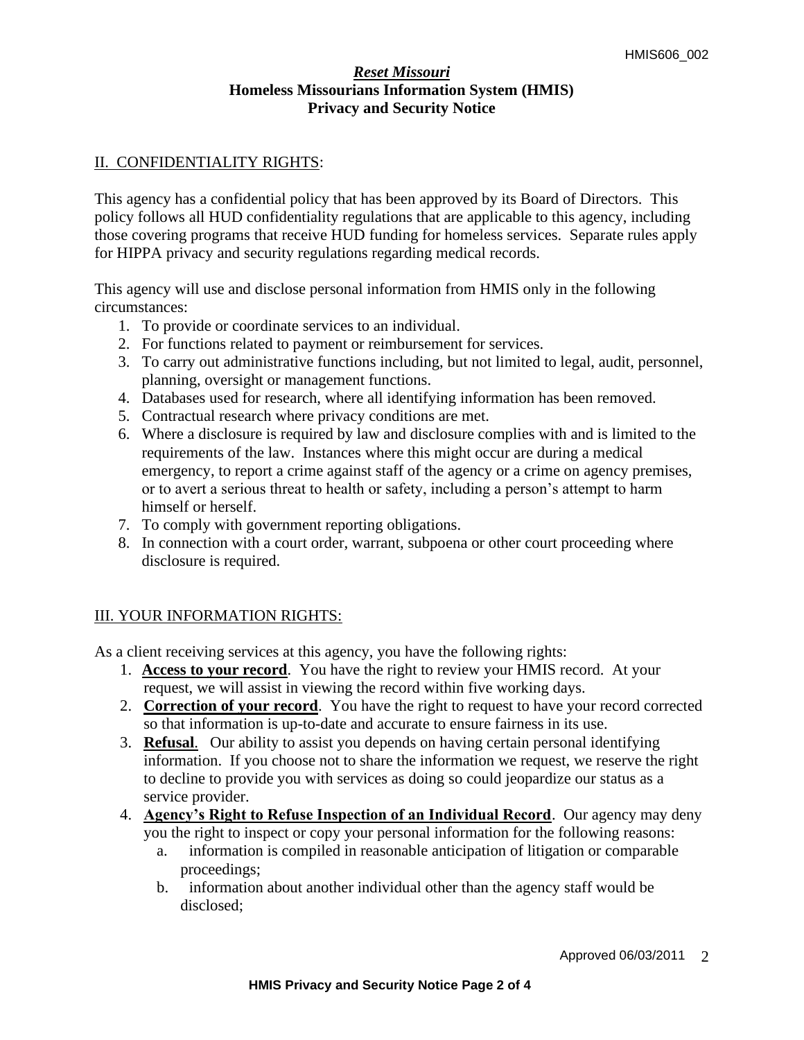# *Reset Missouri*

## Homeless Missourians Information System (HMIS)
## Privacy and Security Notice

## II. CONFIDENTIALITY RIGHTS:

This agency has a confidential policy that has been approved by its Board of Directors. This policy follows all HUD confidentiality regulations that are applicable to this agency, including those covering programs that receive HUD funding for homeless services. Separate rules apply for HIPPA privacy and security regulations regarding medical records.

This agency will use and disclose personal information from HMIS only in the following circumstances:

1. To provide or coordinate services to an individual.
2. For functions related to payment or reimbursement for services.
3. To carry out administrative functions including, but not limited to legal, audit, personnel, planning, oversight or management functions.
4. Databases used for research, where all identifying information has been removed.
5. Contractual research where privacy conditions are met.
6. Where a disclosure is required by law and disclosure complies with and is limited to the requirements of the law. Instances where this might occur are during a medical emergency, to report a crime against staff of the agency or a crime on agency premises, or to avert a serious threat to health or safety, including a person's attempt to harm himself or herself.
7. To comply with government reporting obligations.
8. In connection with a court order, warrant, subpoena or other court proceeding where disclosure is required.

## III. YOUR INFORMATION RIGHTS:

As a client receiving services at this agency, you have the following rights:

1. **Access to your record**. You have the right to review your HMIS record. At your request, we will assist in viewing the record within five working days.
2. **Correction of your record**. You have the right to request to have your record corrected so that information is up-to-date and accurate to ensure fairness in its use.
3. **Refusal**. Our ability to assist you depends on having certain personal identifying information. If you choose not to share the information we request, we reserve the right to decline to provide you with services as doing so could jeopardize our status as a service provider.
4. **Agency's Right to Refuse Inspection of an Individual Record**. Our agency may deny you the right to inspect or copy your personal information for the following reasons:
   a. information is compiled in reasonable anticipation of litigation or comparable proceedings;
   b. information about another individual other than the agency staff would be disclosed;

Approved 06/03/2011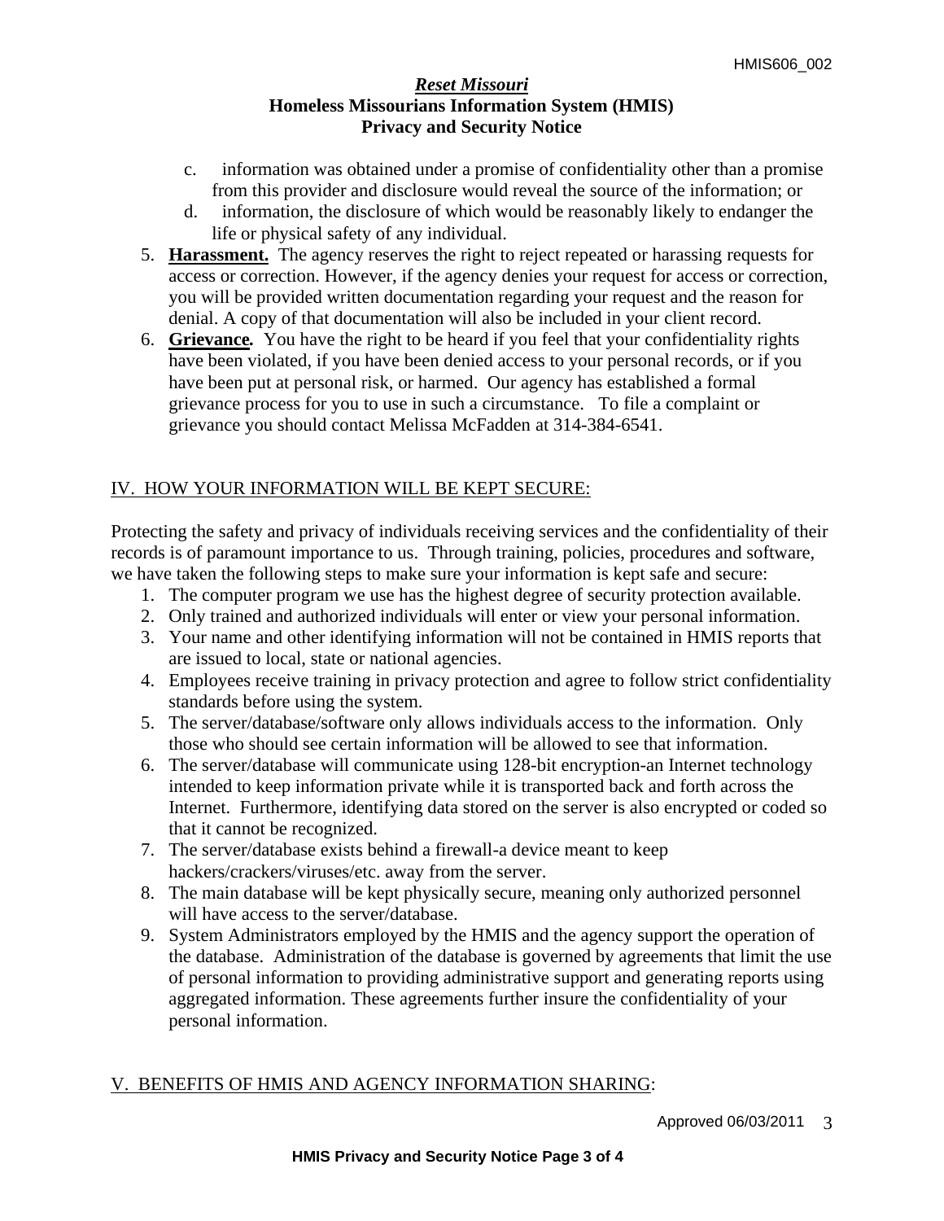c. information was obtained under a promise of confidentiality other than a promise from this provider and disclosure would reveal the source of the information; or
d. information, the disclosure of which would be reasonably likely to endanger the life or physical safety of any individual.

5. **Harassment.** The agency reserves the right to reject repeated or harassing requests for access or correction. However, if the agency denies your request for access or correction, you will be provided written documentation regarding your request and the reason for denial. A copy of that documentation will also be included in your client record.
6. **Grievance.** You have the right to be heard if you feel that your confidentiality rights have been violated, if you have been denied access to your personal records, or if you have been put at personal risk, or harmed. Our agency has established a formal grievance process for you to use in such a circumstance. To file a complaint or grievance you should contact Melissa McFadden at 314-384-6541.

## IV. HOW YOUR INFORMATION WILL BE KEPT SECURE:

Protecting the safety and privacy of individuals receiving services and the confidentiality of their records is of paramount importance to us. Through training, policies, procedures and software, we have taken the following steps to make sure your information is kept safe and secure:

1. The computer program we use has the highest degree of security protection available.
2. Only trained and authorized individuals will enter or view your personal information.
3. Your name and other identifying information will not be contained in HMIS reports that are issued to local, state or national agencies.
4. Employees receive training in privacy protection and agree to follow strict confidentiality standards before using the system.
5. The server/database/software only allows individuals access to the information. Only those who should see certain information will be allowed to see that information.
6. The server/database will communicate using 128-bit encryption-an Internet technology intended to keep information private while it is transported back and forth across the Internet. Furthermore, identifying data stored on the server is also encrypted or coded so that it cannot be recognized.
7. The server/database exists behind a firewall-a device meant to keep hackers/crackers/viruses/etc. away from the server.
8. The main database will be kept physically secure, meaning only authorized personnel will have access to the server/database.
9. System Administrators employed by the HMIS and the agency support the operation of the database. Administration of the database is governed by agreements that limit the use of personal information to providing administrative support and generating reports using aggregated information. These agreements further insure the confidentiality of your personal information.

## V. BENEFITS OF HMIS AND AGENCY INFORMATION SHARING: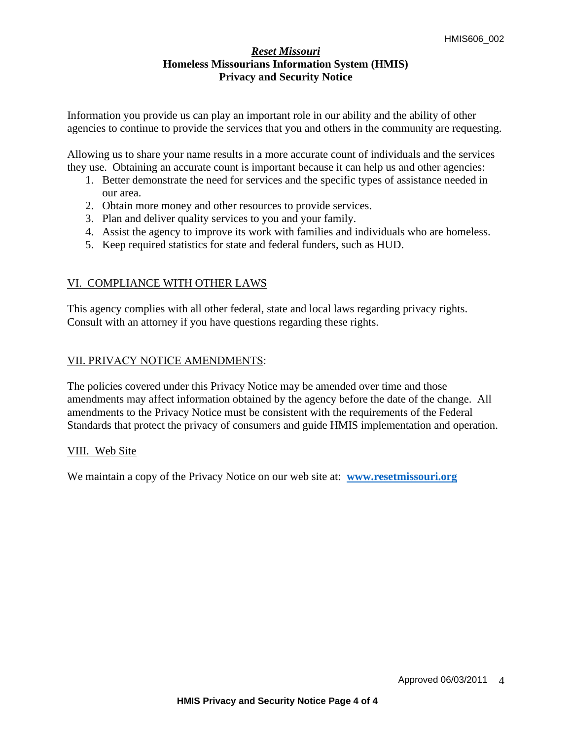*Reset Missouri*
**Homeless Missourians Information System (HMIS)**
**Privacy and Security Notice**

Information you provide us can play an important role in our ability and the ability of other agencies to continue to provide the services that you and others in the community are requesting.

Allowing us to share your name results in a more accurate count of individuals and the services they use. Obtaining an accurate count is important because it can help us and other agencies:

1. Better demonstrate the need for services and the specific types of assistance needed in our area.
2. Obtain more money and other resources to provide services.
3. Plan and deliver quality services to you and your family.
4. Assist the agency to improve its work with families and individuals who are homeless.
5. Keep required statistics for state and federal funders, such as HUD.

## VI. COMPLIANCE WITH OTHER LAWS

This agency complies with all other federal, state and local laws regarding privacy rights. Consult with an attorney if you have questions regarding these rights.

## VII. PRIVACY NOTICE AMENDMENTS:

The policies covered under this Privacy Notice may be amended over time and those amendments may affect information obtained by the agency before the date of the change. All amendments to the Privacy Notice must be consistent with the requirements of the Federal Standards that protect the privacy of consumers and guide HMIS implementation and operation.

## VIII. Web Site

We maintain a copy of the Privacy Notice on our web site at: **www.resetmissouri.org**

Approved 06/03/2011